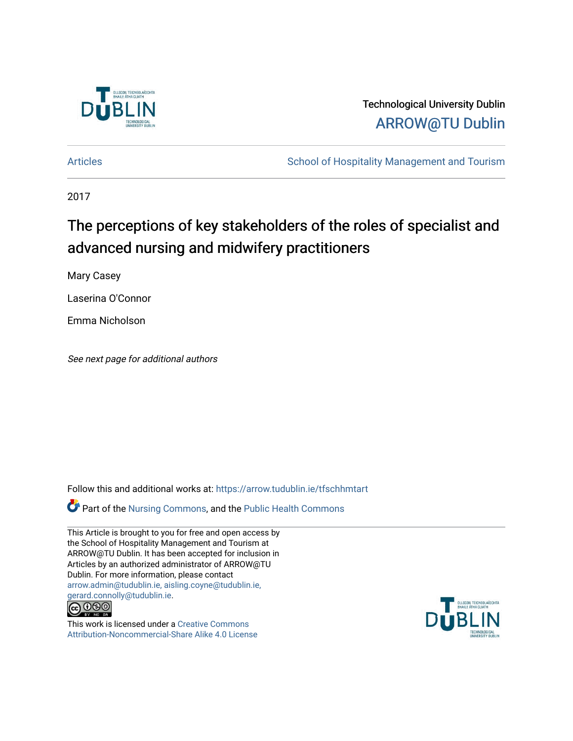Technological University Dublin

ARROW@TU Dublin

Articles | School of Hospitality Management and Tourism

2017

# The perceptions of key stakeholders of the roles of specialist and advanced nursing and midwifery practitioners

Mary Casey

Laserina O'Connor

Emma Nicholson

*See next page for additional authors*

Follow this and additional works at: https://arrow.tudublin.ie/tfschhmtart

Part of the Nursing Commons, and the Public Health Commons

This Article is brought to you for free and open access by the School of Hospitality Management and Tourism at ARROW@TU Dublin. It has been accepted for inclusion in Articles by an authorized administrator of ARROW@TU Dublin. For more information, please contact arrow.admin@tudublin.ie, aisling.coyne@tudublin.ie, gerard.connolly@tudublin.ie.

This work is licensed under a Creative Commons Attribution-Noncommercial-Share Alike 4.0 License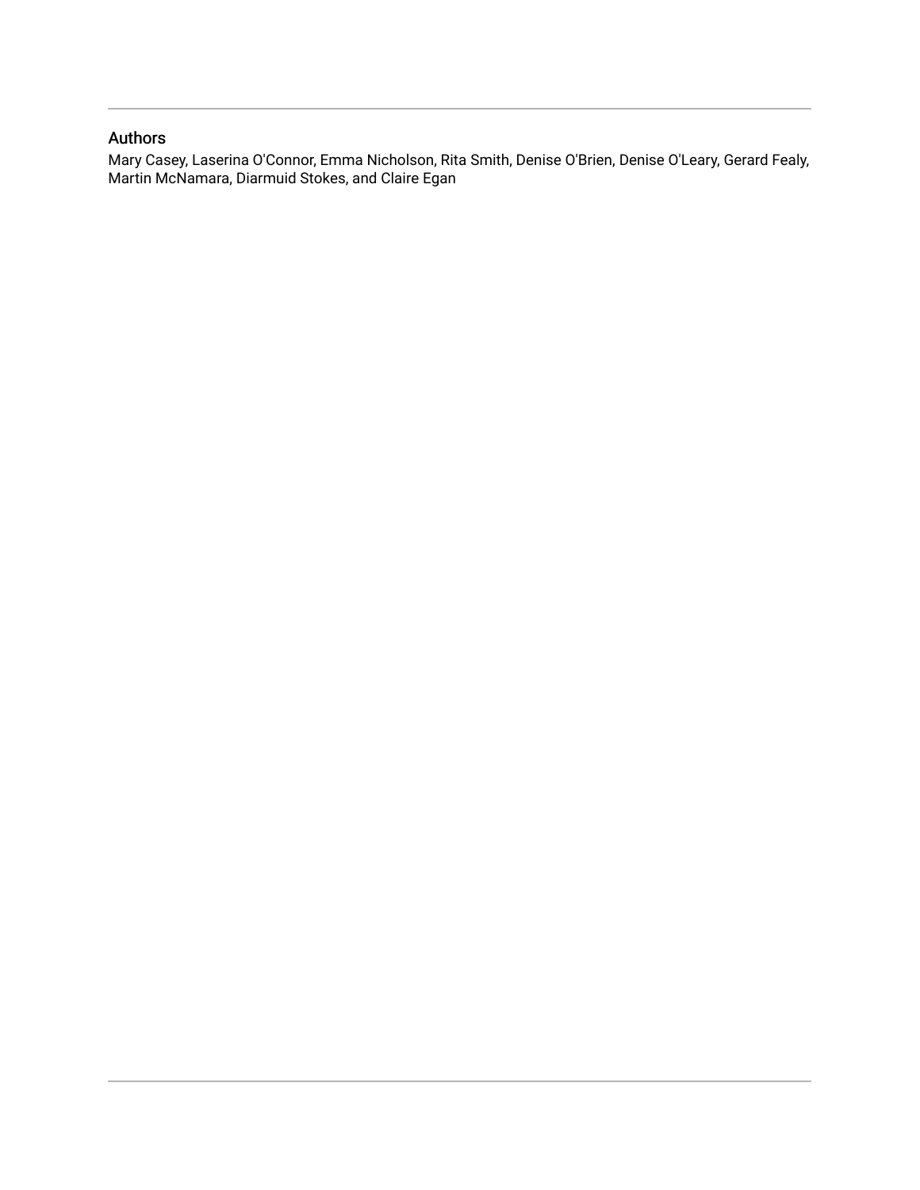## Authors

Mary Casey, Laserina O'Connor, Emma Nicholson, Rita Smith, Denise O'Brien, Denise O'Leary, Gerard Fealy, Martin McNamara, Diarmuid Stokes, and Claire Egan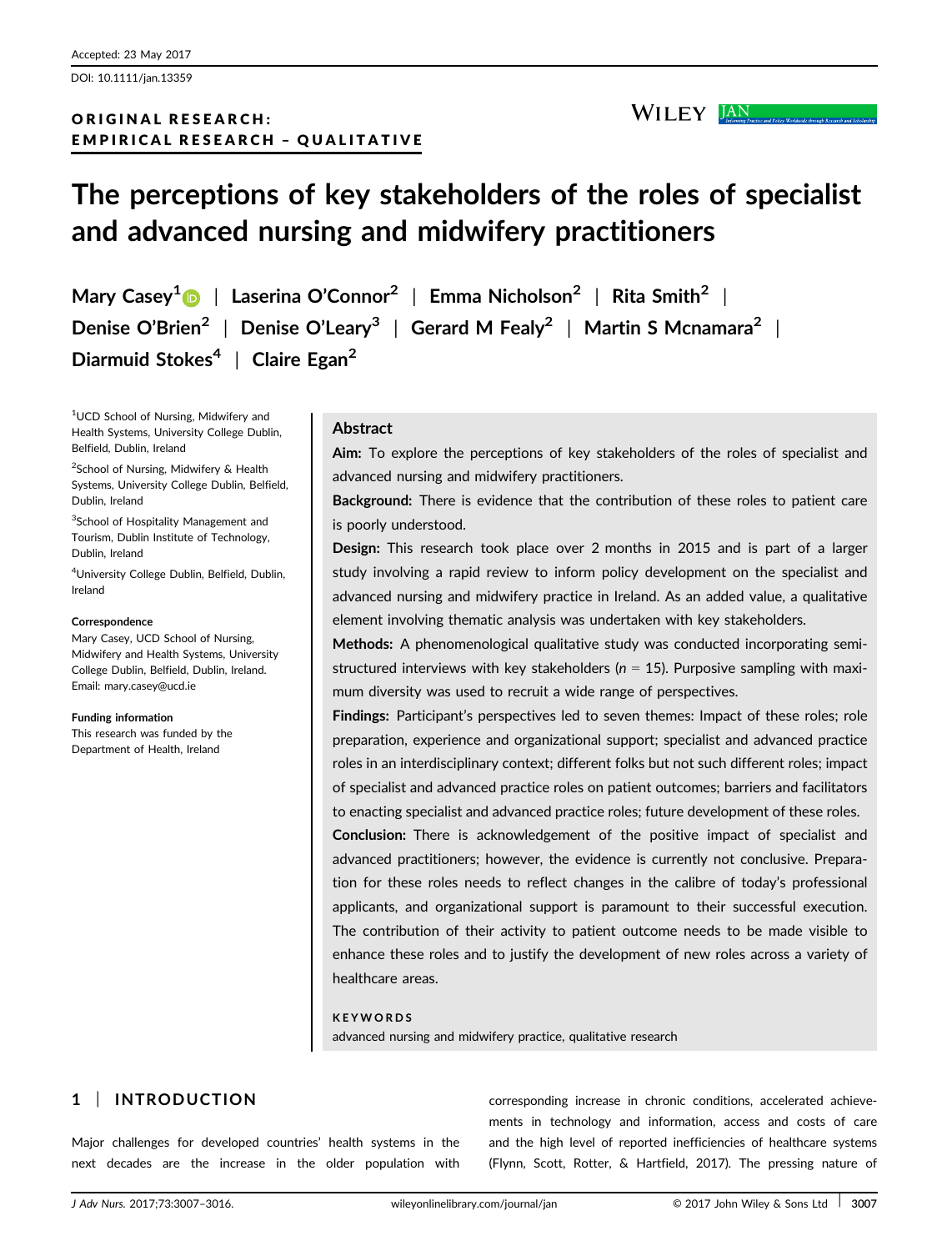Accepted: 23 May 2017

DOI: 10.1111/jan.13359

ORIGINAL RESEARCH:
EMPIRICAL RESEARCH – QUALITATIVE

# The perceptions of key stakeholders of the roles of specialist and advanced nursing and midwifery practitioners

**Mary Casey[1] | Laserina O'Connor[2] | Emma Nicholson[2] | Rita Smith[2] | Denise O'Brien[2] | Denise O'Leary[3] | Gerard M Fealy[2] | Martin S Mcnamara[2] | Diarmuid Stokes[4] | Claire Egan[2]**

[1]UCD School of Nursing, Midwifery and Health Systems, University College Dublin, Belfield, Dublin, Ireland

[2]School of Nursing, Midwifery & Health Systems, University College Dublin, Belfield, Dublin, Ireland

[3]School of Hospitality Management and Tourism, Dublin Institute of Technology, Dublin, Ireland

[4]University College Dublin, Belfield, Dublin, Ireland

**Correspondence**
Mary Casey, UCD School of Nursing, Midwifery and Health Systems, University College Dublin, Belfield, Dublin, Ireland.
Email: mary.casey@ucd.ie

**Funding information**
This research was funded by the Department of Health, Ireland

## Abstract

**Aim:** To explore the perceptions of key stakeholders of the roles of specialist and advanced nursing and midwifery practitioners.

**Background:** There is evidence that the contribution of these roles to patient care is poorly understood.

**Design:** This research took place over 2 months in 2015 and is part of a larger study involving a rapid review to inform policy development on the specialist and advanced nursing and midwifery practice in Ireland. As an added value, a qualitative element involving thematic analysis was undertaken with key stakeholders.

**Methods:** A phenomenological qualitative study was conducted incorporating semi-structured interviews with key stakeholders (*n* = 15). Purposive sampling with maximum diversity was used to recruit a wide range of perspectives.

**Findings:** Participant's perspectives led to seven themes: Impact of these roles; role preparation, experience and organizational support; specialist and advanced practice roles in an interdisciplinary context; different folks but not such different roles; impact of specialist and advanced practice roles on patient outcomes; barriers and facilitators to enacting specialist and advanced practice roles; future development of these roles.

**Conclusion:** There is acknowledgement of the positive impact of specialist and advanced practitioners; however, the evidence is currently not conclusive. Preparation for these roles needs to reflect changes in the calibre of today's professional applicants, and organizational support is paramount to their successful execution. The contribution of their activity to patient outcome needs to be made visible to enhance these roles and to justify the development of new roles across a variety of healthcare areas.

**KEYWORDS**
advanced nursing and midwifery practice, qualitative research

## 1 | INTRODUCTION

Major challenges for developed countries' health systems in the next decades are the increase in the older population with corresponding increase in chronic conditions, accelerated achievements in technology and information, access and costs of care and the high level of reported inefficiencies of healthcare systems (Flynn, Scott, Rotter, & Hartfield, 2017). The pressing nature of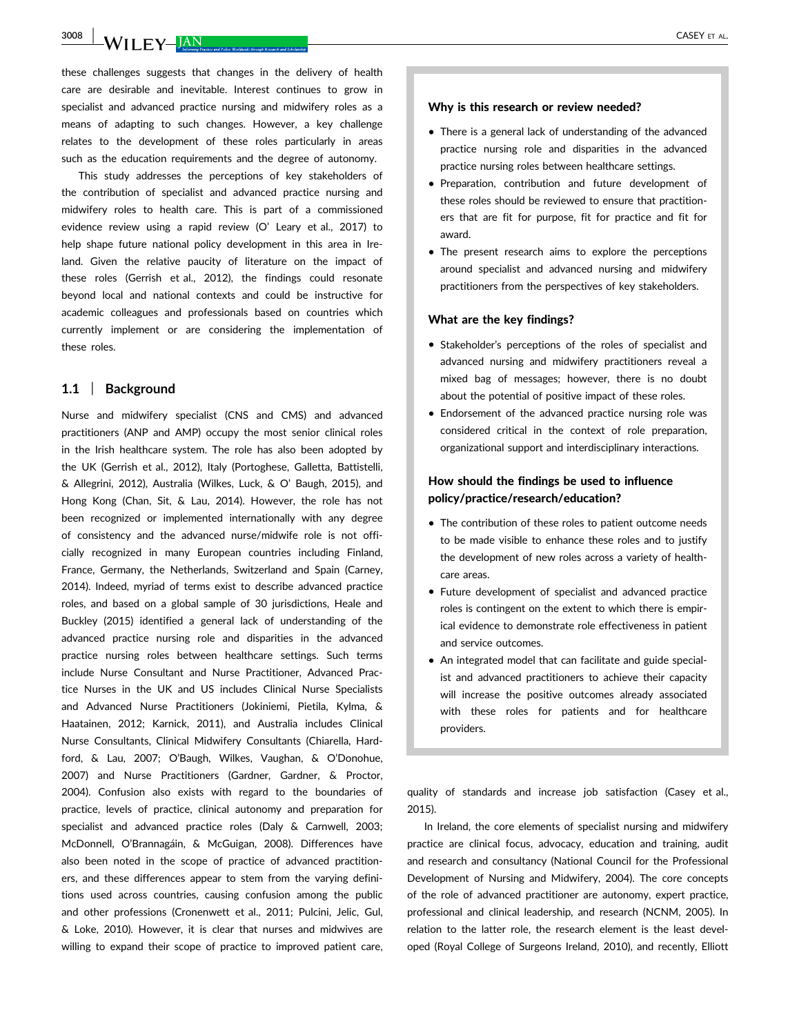these challenges suggests that changes in the delivery of health care are desirable and inevitable. Interest continues to grow in specialist and advanced practice nursing and midwifery roles as a means of adapting to such changes. However, a key challenge relates to the development of these roles particularly in areas such as the education requirements and the degree of autonomy.

This study addresses the perceptions of key stakeholders of the contribution of specialist and advanced practice nursing and midwifery roles to health care. This is part of a commissioned evidence review using a rapid review (O' Leary et al., 2017) to help shape future national policy development in this area in Ireland. Given the relative paucity of literature on the impact of these roles (Gerrish et al., 2012), the findings could resonate beyond local and national contexts and could be instructive for academic colleagues and professionals based on countries which currently implement or are considering the implementation of these roles.

**Why is this research or review needed?**

- There is a general lack of understanding of the advanced practice nursing role and disparities in the advanced practice nursing roles between healthcare settings.
- Preparation, contribution and future development of these roles should be reviewed to ensure that practitioners that are fit for purpose, fit for practice and fit for award.
- The present research aims to explore the perceptions around specialist and advanced nursing and midwifery practitioners from the perspectives of key stakeholders.

**What are the key findings?**

- Stakeholder's perceptions of the roles of specialist and advanced nursing and midwifery practitioners reveal a mixed bag of messages; however, there is no doubt about the potential of positive impact of these roles.
- Endorsement of the advanced practice nursing role was considered critical in the context of role preparation, organizational support and interdisciplinary interactions.

**How should the findings be used to influence policy/practice/research/education?**

- The contribution of these roles to patient outcome needs to be made visible to enhance these roles and to justify the development of new roles across a variety of healthcare areas.
- Future development of specialist and advanced practice roles is contingent on the extent to which there is empirical evidence to demonstrate role effectiveness in patient and service outcomes.
- An integrated model that can facilitate and guide specialist and advanced practitioners to achieve their capacity will increase the positive outcomes already associated with these roles for patients and for healthcare providers.

## 1.1 | Background

Nurse and midwifery specialist (CNS and CMS) and advanced practitioners (ANP and AMP) occupy the most senior clinical roles in the Irish healthcare system. The role has also been adopted by the UK (Gerrish et al., 2012), Italy (Portoghese, Galletta, Battistelli, & Allegrini, 2012), Australia (Wilkes, Luck, & O' Baugh, 2015), and Hong Kong (Chan, Sit, & Lau, 2014). However, the role has not been recognized or implemented internationally with any degree of consistency and the advanced nurse/midwife role is not officially recognized in many European countries including Finland, France, Germany, the Netherlands, Switzerland and Spain (Carney, 2014). Indeed, myriad of terms exist to describe advanced practice roles, and based on a global sample of 30 jurisdictions, Heale and Buckley (2015) identified a general lack of understanding of the advanced practice nursing role and disparities in the advanced practice nursing roles between healthcare settings. Such terms include Nurse Consultant and Nurse Practitioner, Advanced Practice Nurses in the UK and US includes Clinical Nurse Specialists and Advanced Nurse Practitioners (Jokiniemi, Pietila, Kylma, & Haatainen, 2012; Karnick, 2011), and Australia includes Clinical Nurse Consultants, Clinical Midwifery Consultants (Chiarella, Hardford, & Lau, 2007; O'Baugh, Wilkes, Vaughan, & O'Donohue, 2007) and Nurse Practitioners (Gardner, Gardner, & Proctor, 2004). Confusion also exists with regard to the boundaries of practice, levels of practice, clinical autonomy and preparation for specialist and advanced practice roles (Daly & Carnwell, 2003; McDonnell, O'Brannagáin, & McGuigan, 2008). Differences have also been noted in the scope of practice of advanced practitioners, and these differences appear to stem from the varying definitions used across countries, causing confusion among the public and other professions (Cronenwett et al., 2011; Pulcini, Jelic, Gul, & Loke, 2010). However, it is clear that nurses and midwives are willing to expand their scope of practice to improved patient care, quality of standards and increase job satisfaction (Casey et al., 2015).

In Ireland, the core elements of specialist nursing and midwifery practice are clinical focus, advocacy, education and training, audit and research and consultancy (National Council for the Professional Development of Nursing and Midwifery, 2004). The core concepts of the role of advanced practitioner are autonomy, expert practice, professional and clinical leadership, and research (NCNM, 2005). In relation to the latter role, the research element is the least developed (Royal College of Surgeons Ireland, 2010), and recently, Elliott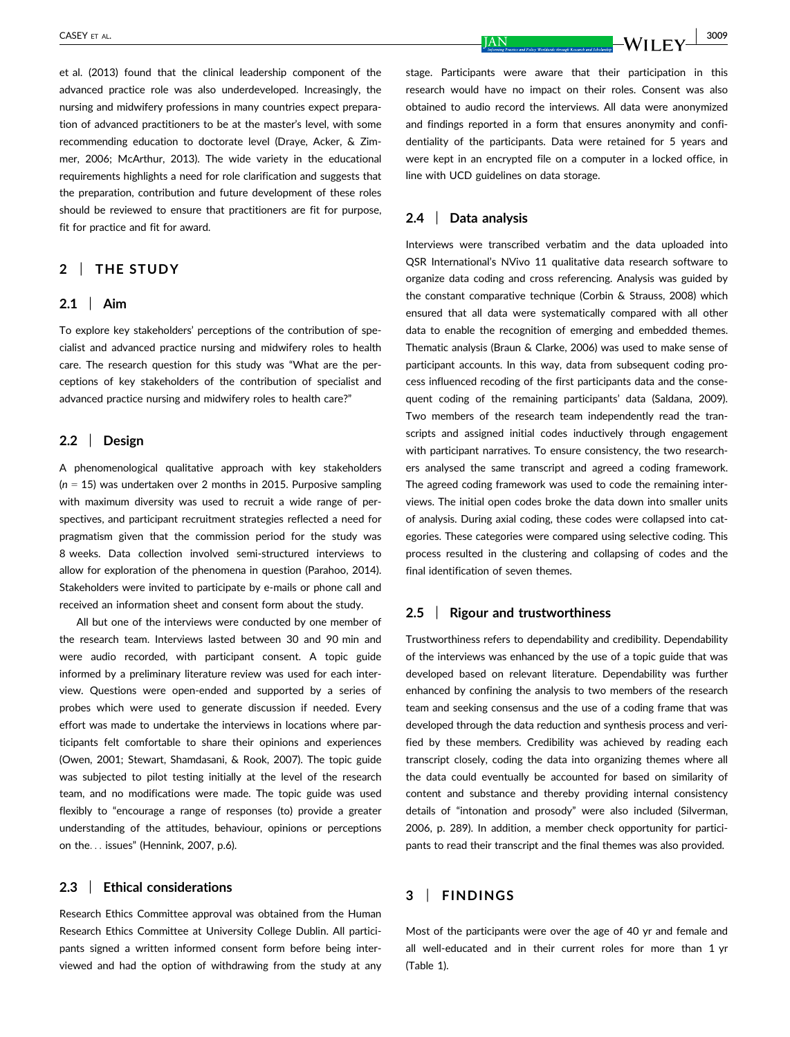et al. (2013) found that the clinical leadership component of the advanced practice role was also underdeveloped. Increasingly, the nursing and midwifery professions in many countries expect preparation of advanced practitioners to be at the master's level, with some recommending education to doctorate level (Draye, Acker, & Zimmer, 2006; McArthur, 2013). The wide variety in the educational requirements highlights a need for role clarification and suggests that the preparation, contribution and future development of these roles should be reviewed to ensure that practitioners are fit for purpose, fit for practice and fit for award.

## 2 | THE STUDY

### 2.1 | Aim

To explore key stakeholders' perceptions of the contribution of specialist and advanced practice nursing and midwifery roles to health care. The research question for this study was "What are the perceptions of key stakeholders of the contribution of specialist and advanced practice nursing and midwifery roles to health care?"

### 2.2 | Design

A phenomenological qualitative approach with key stakeholders ($n$ = 15) was undertaken over 2 months in 2015. Purposive sampling with maximum diversity was used to recruit a wide range of perspectives, and participant recruitment strategies reflected a need for pragmatism given that the commission period for the study was 8 weeks. Data collection involved semi-structured interviews to allow for exploration of the phenomena in question (Parahoo, 2014). Stakeholders were invited to participate by e-mails or phone call and received an information sheet and consent form about the study.

All but one of the interviews were conducted by one member of the research team. Interviews lasted between 30 and 90 min and were audio recorded, with participant consent. A topic guide informed by a preliminary literature review was used for each interview. Questions were open-ended and supported by a series of probes which were used to generate discussion if needed. Every effort was made to undertake the interviews in locations where participants felt comfortable to share their opinions and experiences (Owen, 2001; Stewart, Shamdasani, & Rook, 2007). The topic guide was subjected to pilot testing initially at the level of the research team, and no modifications were made. The topic guide was used flexibly to "encourage a range of responses (to) provide a greater understanding of the attitudes, behaviour, opinions or perceptions on the… issues" (Hennink, 2007, p.6).

### 2.3 | Ethical considerations

Research Ethics Committee approval was obtained from the Human Research Ethics Committee at University College Dublin. All participants signed a written informed consent form before being interviewed and had the option of withdrawing from the study at any stage. Participants were aware that their participation in this research would have no impact on their roles. Consent was also obtained to audio record the interviews. All data were anonymized and findings reported in a form that ensures anonymity and confidentiality of the participants. Data were retained for 5 years and were kept in an encrypted file on a computer in a locked office, in line with UCD guidelines on data storage.

### 2.4 | Data analysis

Interviews were transcribed verbatim and the data uploaded into QSR International's NVivo 11 qualitative data research software to organize data coding and cross referencing. Analysis was guided by the constant comparative technique (Corbin & Strauss, 2008) which ensured that all data were systematically compared with all other data to enable the recognition of emerging and embedded themes. Thematic analysis (Braun & Clarke, 2006) was used to make sense of participant accounts. In this way, data from subsequent coding process influenced recoding of the first participants data and the consequent coding of the remaining participants' data (Saldana, 2009). Two members of the research team independently read the transcripts and assigned initial codes inductively through engagement with participant narratives. To ensure consistency, the two researchers analysed the same transcript and agreed a coding framework. The agreed coding framework was used to code the remaining interviews. The initial open codes broke the data down into smaller units of analysis. During axial coding, these codes were collapsed into categories. These categories were compared using selective coding. This process resulted in the clustering and collapsing of codes and the final identification of seven themes.

### 2.5 | Rigour and trustworthiness

Trustworthiness refers to dependability and credibility. Dependability of the interviews was enhanced by the use of a topic guide that was developed based on relevant literature. Dependability was further enhanced by confining the analysis to two members of the research team and seeking consensus and the use of a coding frame that was developed through the data reduction and synthesis process and verified by these members. Credibility was achieved by reading each transcript closely, coding the data into organizing themes where all the data could eventually be accounted for based on similarity of content and substance and thereby providing internal consistency details of "intonation and prosody" were also included (Silverman, 2006, p. 289). In addition, a member check opportunity for participants to read their transcript and the final themes was also provided.

## 3 | FINDINGS

Most of the participants were over the age of 40 yr and female and all well-educated and in their current roles for more than 1 yr (Table 1).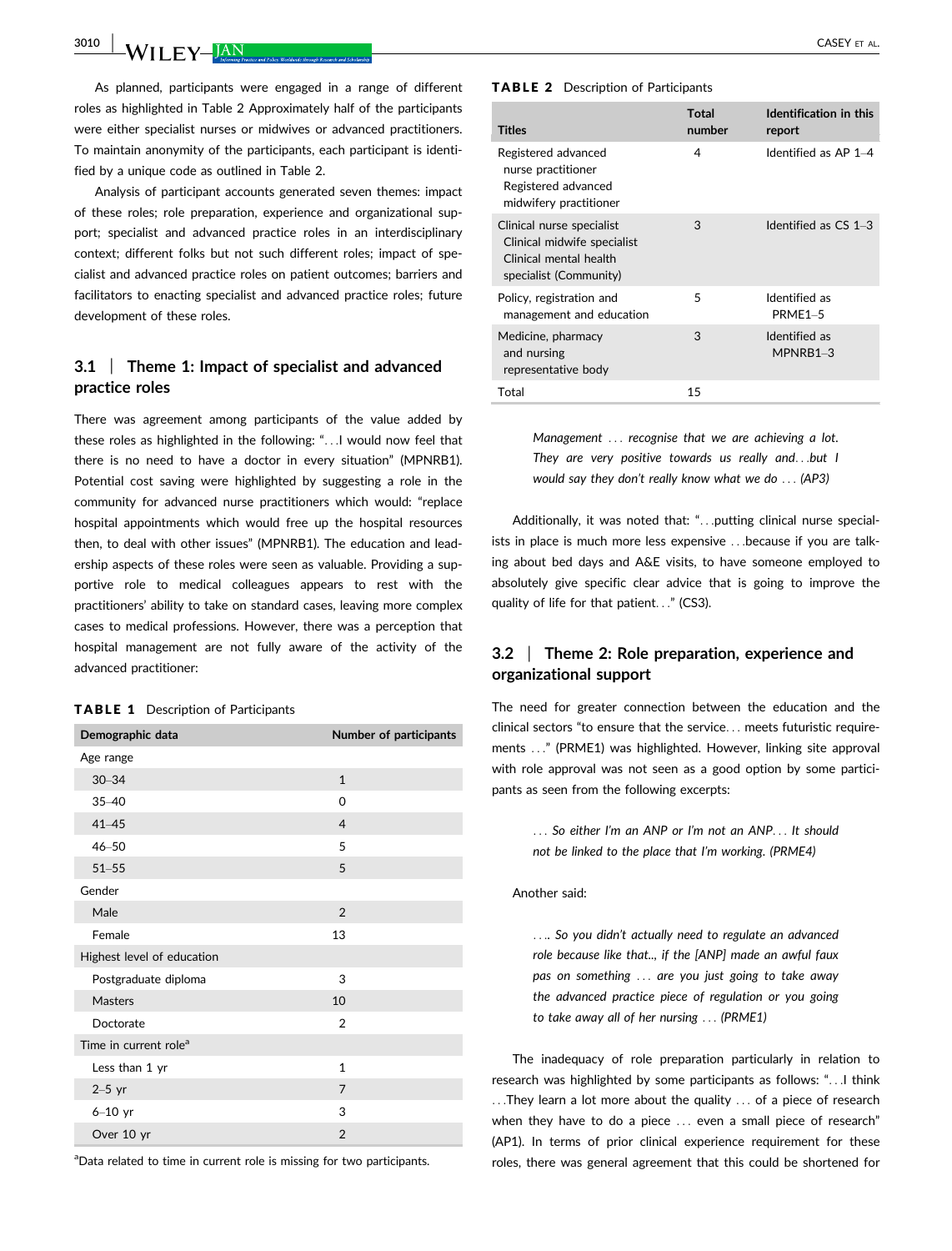As planned, participants were engaged in a range of different roles as highlighted in Table 2 Approximately half of the participants were either specialist nurses or midwives or advanced practitioners. To maintain anonymity of the participants, each participant is identified by a unique code as outlined in Table 2.

Analysis of participant accounts generated seven themes: impact of these roles; role preparation, experience and organizational support; specialist and advanced practice roles in an interdisciplinary context; different folks but not such different roles; impact of specialist and advanced practice roles on patient outcomes; barriers and facilitators to enacting specialist and advanced practice roles; future development of these roles.

### 3.1 | Theme 1: Impact of specialist and advanced practice roles

There was agreement among participants of the value added by these roles as highlighted in the following: "…I would now feel that there is no need to have a doctor in every situation" (MPNRB1). Potential cost saving were highlighted by suggesting a role in the community for advanced nurse practitioners which would: "replace hospital appointments which would free up the hospital resources then, to deal with other issues" (MPNRB1). The education and leadership aspects of these roles were seen as valuable. Providing a supportive role to medical colleagues appears to rest with the practitioners' ability to take on standard cases, leaving more complex cases to medical professions. However, there was a perception that hospital management are not fully aware of the activity of the advanced practitioner:

**TABLE 1** Description of Participants

| Demographic data | Number of participants |
|---|---|
| Age range | |
| 30–34 | 1 |
| 35–40 | 0 |
| 41–45 | 4 |
| 46–50 | 5 |
| 51–55 | 5 |
| Gender | |
| Male | 2 |
| Female | 13 |
| Highest level of education | |
| Postgraduate diploma | 3 |
| Masters | 10 |
| Doctorate | 2 |
| Time in current role[a] | |
| Less than 1 yr | 1 |
| 2–5 yr | 7 |
| 6–10 yr | 3 |
| Over 10 yr | 2 |

[a]Data related to time in current role is missing for two participants.

**TABLE 2** Description of Participants

| Titles | Total number | Identification in this report |
|---|---|---|
| Registered advanced nurse practitioner Registered advanced midwifery practitioner | 4 | Identified as AP 1–4 |
| Clinical nurse specialist Clinical midwife specialist Clinical mental health specialist (Community) | 3 | Identified as CS 1–3 |
| Policy, registration and management and education | 5 | Identified as PRME1–5 |
| Medicine, pharmacy and nursing representative body | 3 | Identified as MPNRB1–3 |
| Total | 15 | |

> *Management … recognise that we are achieving a lot. They are very positive towards us really and…but I would say they don't really know what we do … (AP3)*

Additionally, it was noted that: "…putting clinical nurse specialists in place is much more less expensive …because if you are talking about bed days and A&E visits, to have someone employed to absolutely give specific clear advice that is going to improve the quality of life for that patient…" (CS3).

### 3.2 | Theme 2: Role preparation, experience and organizational support

The need for greater connection between the education and the clinical sectors "to ensure that the service… meets futuristic requirements …" (PRME1) was highlighted. However, linking site approval with role approval was not seen as a good option by some participants as seen from the following excerpts:

> *… So either I'm an ANP or I'm not an ANP… It should not be linked to the place that I'm working. (PRME4)*

Another said:

> *….. So you didn't actually need to regulate an advanced role because like that.., if the [ANP] made an awful faux pas on something … are you just going to take away the advanced practice piece of regulation or you going to take away all of her nursing … (PRME1)*

The inadequacy of role preparation particularly in relation to research was highlighted by some participants as follows: "…I think …They learn a lot more about the quality … of a piece of research when they have to do a piece … even a small piece of research" (AP1). In terms of prior clinical experience requirement for these roles, there was general agreement that this could be shortened for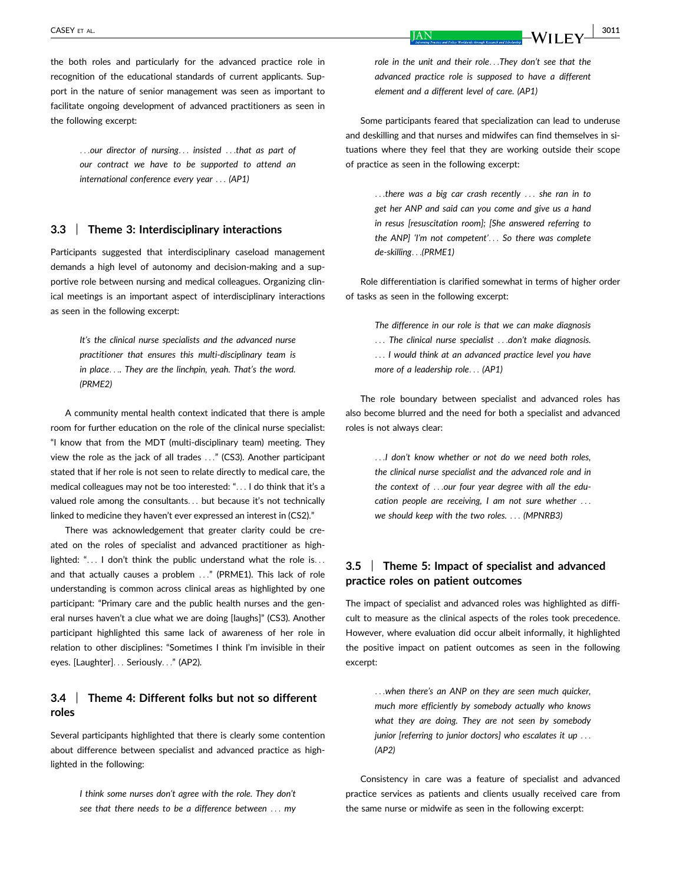the both roles and particularly for the advanced practice role in recognition of the educational standards of current applicants. Support in the nature of senior management was seen as important to facilitate ongoing development of advanced practitioners as seen in the following excerpt:

> *…our director of nursing… insisted …that as part of our contract we have to be supported to attend an international conference every year … (AP1)*

### 3.3 | Theme 3: Interdisciplinary interactions

Participants suggested that interdisciplinary caseload management demands a high level of autonomy and decision-making and a supportive role between nursing and medical colleagues. Organizing clinical meetings is an important aspect of interdisciplinary interactions as seen in the following excerpt:

> *It's the clinical nurse specialists and the advanced nurse practitioner that ensures this multi-disciplinary team is in place…. They are the linchpin, yeah. That's the word. (PRME2)*

A community mental health context indicated that there is ample room for further education on the role of the clinical nurse specialist: "I know that from the MDT (multi-disciplinary team) meeting. They view the role as the jack of all trades …" (CS3). Another participant stated that if her role is not seen to relate directly to medical care, the medical colleagues may not be too interested: "… I do think that it's a valued role among the consultants… but because it's not technically linked to medicine they haven't ever expressed an interest in (CS2)."

There was acknowledgement that greater clarity could be created on the roles of specialist and advanced practitioner as highlighted: "… I don't think the public understand what the role is… and that actually causes a problem …" (PRME1). This lack of role understanding is common across clinical areas as highlighted by one participant: "Primary care and the public health nurses and the general nurses haven't a clue what we are doing [laughs]" (CS3). Another participant highlighted this same lack of awareness of her role in relation to other disciplines: "Sometimes I think I'm invisible in their eyes. [Laughter]… Seriously…" (AP2).

### 3.4 | Theme 4: Different folks but not so different roles

Several participants highlighted that there is clearly some contention about difference between specialist and advanced practice as highlighted in the following:

> *I think some nurses don't agree with the role. They don't see that there needs to be a difference between … my role in the unit and their role…They don't see that the advanced practice role is supposed to have a different element and a different level of care. (AP1)*

Some participants feared that specialization can lead to underuse and deskilling and that nurses and midwifes can find themselves in situations where they feel that they are working outside their scope of practice as seen in the following excerpt:

> *…there was a big car crash recently … she ran in to get her ANP and said can you come and give us a hand in resus [resuscitation room]; [She answered referring to the ANP] 'I'm not competent'… So there was complete de-skilling…(PRME1)*

Role differentiation is clarified somewhat in terms of higher order of tasks as seen in the following excerpt:

> *The difference in our role is that we can make diagnosis … The clinical nurse specialist …don't make diagnosis. … I would think at an advanced practice level you have more of a leadership role… (AP1)*

The role boundary between specialist and advanced roles has also become blurred and the need for both a specialist and advanced roles is not always clear:

> *…I don't know whether or not do we need both roles, the clinical nurse specialist and the advanced role and in the context of …our four year degree with all the education people are receiving, I am not sure whether … we should keep with the two roles. … (MPNRB3)*

### 3.5 | Theme 5: Impact of specialist and advanced practice roles on patient outcomes

The impact of specialist and advanced roles was highlighted as difficult to measure as the clinical aspects of the roles took precedence. However, where evaluation did occur albeit informally, it highlighted the positive impact on patient outcomes as seen in the following excerpt:

> *…when there's an ANP on they are seen much quicker, much more efficiently by somebody actually who knows what they are doing. They are not seen by somebody junior [referring to junior doctors] who escalates it up … (AP2)*

Consistency in care was a feature of specialist and advanced practice services as patients and clients usually received care from the same nurse or midwife as seen in the following excerpt: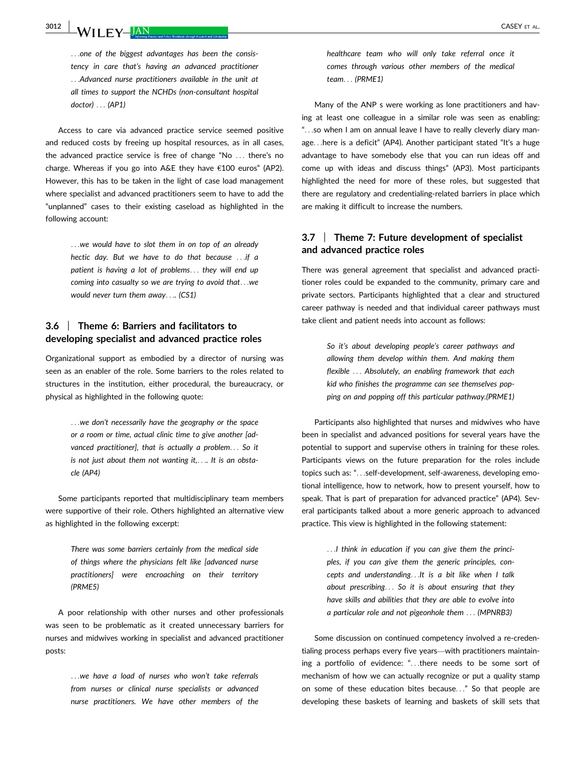> *…one of the biggest advantages has been the consistency in care that's having an advanced practitioner …Advanced nurse practitioners available in the unit at all times to support the NCHDs (non-consultant hospital doctor) … (AP1)*

Access to care via advanced practice service seemed positive and reduced costs by freeing up hospital resources, as in all cases, the advanced practice service is free of change "No … there's no charge. Whereas if you go into A&E they have €100 euros" (AP2). However, this has to be taken in the light of case load management where specialist and advanced practitioners seem to have to add the "unplanned" cases to their existing caseload as highlighted in the following account:

> *…we would have to slot them in on top of an already hectic day. But we have to do that because …if a patient is having a lot of problems… they will end up coming into casualty so we are trying to avoid that…we would never turn them away…. (CS1)*

### 3.6 | Theme 6: Barriers and facilitators to developing specialist and advanced practice roles

Organizational support as embodied by a director of nursing was seen as an enabler of the role. Some barriers to the roles related to structures in the institution, either procedural, the bureaucracy, or physical as highlighted in the following quote:

> *…we don't necessarily have the geography or the space or a room or time, actual clinic time to give another [advanced practitioner], that is actually a problem… So it is not just about them not wanting it,…. It is an obstacle (AP4)*

Some participants reported that multidisciplinary team members were supportive of their role. Others highlighted an alternative view as highlighted in the following excerpt:

> *There was some barriers certainly from the medical side of things where the physicians felt like [advanced nurse practitioners] were encroaching on their territory (PRME5)*

A poor relationship with other nurses and other professionals was seen to be problematic as it created unnecessary barriers for nurses and midwives working in specialist and advanced practitioner posts:

> *…we have a load of nurses who won't take referrals from nurses or clinical nurse specialists or advanced nurse practitioners. We have other members of the healthcare team who will only take referral once it comes through various other members of the medical team… (PRME1)*

Many of the ANP s were working as lone practitioners and having at least one colleague in a similar role was seen as enabling: "…so when I am on annual leave I have to really cleverly diary manage…here is a deficit" (AP4). Another participant stated "It's a huge advantage to have somebody else that you can run ideas off and come up with ideas and discuss things" (AP3). Most participants highlighted the need for more of these roles, but suggested that there are regulatory and credentialing-related barriers in place which are making it difficult to increase the numbers.

### 3.7 | Theme 7: Future development of specialist and advanced practice roles

There was general agreement that specialist and advanced practitioner roles could be expanded to the community, primary care and private sectors. Participants highlighted that a clear and structured career pathway is needed and that individual career pathways must take client and patient needs into account as follows:

> *So it's about developing people's career pathways and allowing them develop within them. And making them flexible … Absolutely, an enabling framework that each kid who finishes the programme can see themselves popping on and popping off this particular pathway.(PRME1)*

Participants also highlighted that nurses and midwives who have been in specialist and advanced positions for several years have the potential to support and supervise others in training for these roles. Participants views on the future preparation for the roles include topics such as: "…self-development, self-awareness, developing emotional intelligence, how to network, how to present yourself, how to speak. That is part of preparation for advanced practice" (AP4). Several participants talked about a more generic approach to advanced practice. This view is highlighted in the following statement:

> *…I think in education if you can give them the principles, if you can give them the general principles, concepts and understanding…It is a bit like when I talk about prescribing… So it is about ensuring that they have skills and abilities that they are able to evolve into a particular role and not pigeonhole them … (MPNRB3)*

Some discussion on continued competency involved a re-credentialing process perhaps every five years—with practitioners maintaining a portfolio of evidence: "…there needs to be some sort of mechanism of how we can actually recognize or put a quality stamp on some of these education bites because…" So that people are developing these baskets of learning and baskets of skill sets that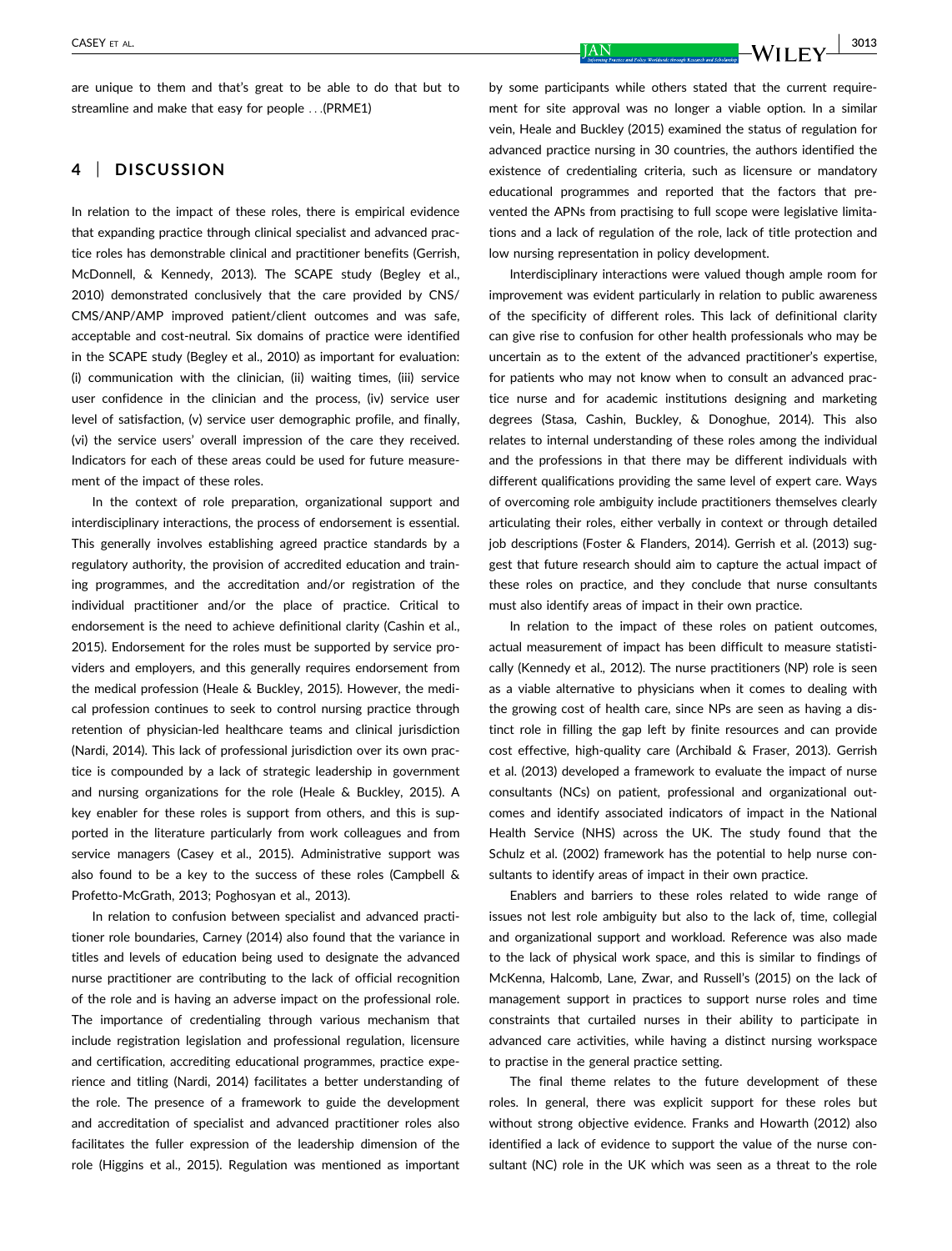are unique to them and that's great to be able to do that but to streamline and make that easy for people . . .(PRME1)

## 4 | DISCUSSION

In relation to the impact of these roles, there is empirical evidence that expanding practice through clinical specialist and advanced practice roles has demonstrable clinical and practitioner benefits (Gerrish, McDonnell, & Kennedy, 2013). The SCAPE study (Begley et al., 2010) demonstrated conclusively that the care provided by CNS/CMS/ANP/AMP improved patient/client outcomes and was safe, acceptable and cost-neutral. Six domains of practice were identified in the SCAPE study (Begley et al., 2010) as important for evaluation: (i) communication with the clinician, (ii) waiting times, (iii) service user confidence in the clinician and the process, (iv) service user level of satisfaction, (v) service user demographic profile, and finally, (vi) the service users' overall impression of the care they received. Indicators for each of these areas could be used for future measurement of the impact of these roles.

In the context of role preparation, organizational support and interdisciplinary interactions, the process of endorsement is essential. This generally involves establishing agreed practice standards by a regulatory authority, the provision of accredited education and training programmes, and the accreditation and/or registration of the individual practitioner and/or the place of practice. Critical to endorsement is the need to achieve definitional clarity (Cashin et al., 2015). Endorsement for the roles must be supported by service providers and employers, and this generally requires endorsement from the medical profession (Heale & Buckley, 2015). However, the medical profession continues to seek to control nursing practice through retention of physician-led healthcare teams and clinical jurisdiction (Nardi, 2014). This lack of professional jurisdiction over its own practice is compounded by a lack of strategic leadership in government and nursing organizations for the role (Heale & Buckley, 2015). A key enabler for these roles is support from others, and this is supported in the literature particularly from work colleagues and from service managers (Casey et al., 2015). Administrative support was also found to be a key to the success of these roles (Campbell & Profetto-McGrath, 2013; Poghosyan et al., 2013).

In relation to confusion between specialist and advanced practitioner role boundaries, Carney (2014) also found that the variance in titles and levels of education being used to designate the advanced nurse practitioner are contributing to the lack of official recognition of the role and is having an adverse impact on the professional role. The importance of credentialing through various mechanism that include registration legislation and professional regulation, licensure and certification, accrediting educational programmes, practice experience and titling (Nardi, 2014) facilitates a better understanding of the role. The presence of a framework to guide the development and accreditation of specialist and advanced practitioner roles also facilitates the fuller expression of the leadership dimension of the role (Higgins et al., 2015). Regulation was mentioned as important by some participants while others stated that the current requirement for site approval was no longer a viable option. In a similar vein, Heale and Buckley (2015) examined the status of regulation for advanced practice nursing in 30 countries, the authors identified the existence of credentialing criteria, such as licensure or mandatory educational programmes and reported that the factors that prevented the APNs from practising to full scope were legislative limitations and a lack of regulation of the role, lack of title protection and low nursing representation in policy development.

Interdisciplinary interactions were valued though ample room for improvement was evident particularly in relation to public awareness of the specificity of different roles. This lack of definitional clarity can give rise to confusion for other health professionals who may be uncertain as to the extent of the advanced practitioner's expertise, for patients who may not know when to consult an advanced practice nurse and for academic institutions designing and marketing degrees (Stasa, Cashin, Buckley, & Donoghue, 2014). This also relates to internal understanding of these roles among the individual and the professions in that there may be different individuals with different qualifications providing the same level of expert care. Ways of overcoming role ambiguity include practitioners themselves clearly articulating their roles, either verbally in context or through detailed job descriptions (Foster & Flanders, 2014). Gerrish et al. (2013) suggest that future research should aim to capture the actual impact of these roles on practice, and they conclude that nurse consultants must also identify areas of impact in their own practice.

In relation to the impact of these roles on patient outcomes, actual measurement of impact has been difficult to measure statistically (Kennedy et al., 2012). The nurse practitioners (NP) role is seen as a viable alternative to physicians when it comes to dealing with the growing cost of health care, since NPs are seen as having a distinct role in filling the gap left by finite resources and can provide cost effective, high-quality care (Archibald & Fraser, 2013). Gerrish et al. (2013) developed a framework to evaluate the impact of nurse consultants (NCs) on patient, professional and organizational outcomes and identify associated indicators of impact in the National Health Service (NHS) across the UK. The study found that the Schulz et al. (2002) framework has the potential to help nurse consultants to identify areas of impact in their own practice.

Enablers and barriers to these roles related to wide range of issues not lest role ambiguity but also to the lack of, time, collegial and organizational support and workload. Reference was also made to the lack of physical work space, and this is similar to findings of McKenna, Halcomb, Lane, Zwar, and Russell's (2015) on the lack of management support in practices to support nurse roles and time constraints that curtailed nurses in their ability to participate in advanced care activities, while having a distinct nursing workspace to practise in the general practice setting.

The final theme relates to the future development of these roles. In general, there was explicit support for these roles but without strong objective evidence. Franks and Howarth (2012) also identified a lack of evidence to support the value of the nurse consultant (NC) role in the UK which was seen as a threat to the role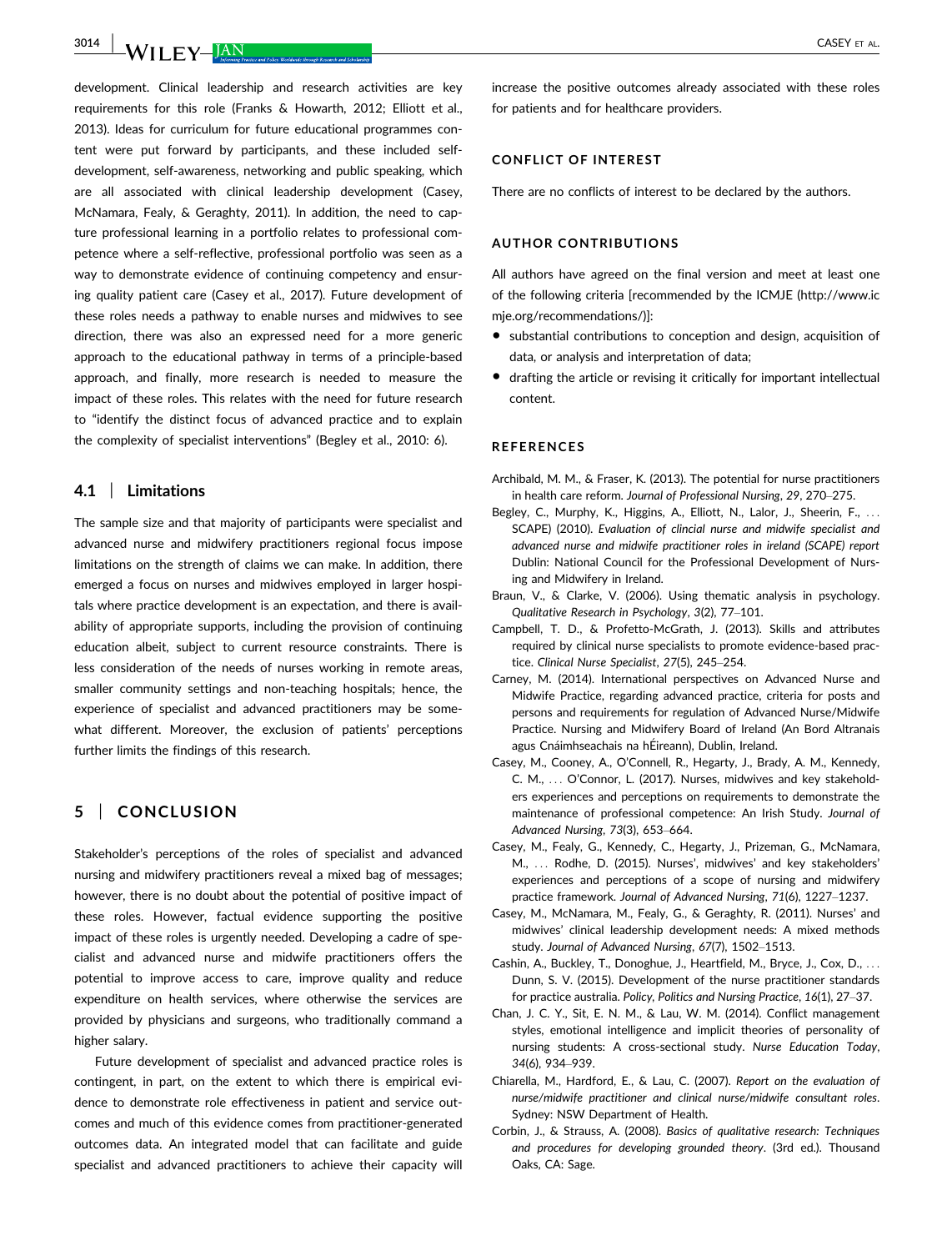development. Clinical leadership and research activities are key requirements for this role (Franks & Howarth, 2012; Elliott et al., 2013). Ideas for curriculum for future educational programmes content were put forward by participants, and these included self-development, self-awareness, networking and public speaking, which are all associated with clinical leadership development (Casey, McNamara, Fealy, & Geraghty, 2011). In addition, the need to capture professional learning in a portfolio relates to professional competence where a self-reflective, professional portfolio was seen as a way to demonstrate evidence of continuing competency and ensuring quality patient care (Casey et al., 2017). Future development of these roles needs a pathway to enable nurses and midwives to see direction, there was also an expressed need for a more generic approach to the educational pathway in terms of a principle-based approach, and finally, more research is needed to measure the impact of these roles. This relates with the need for future research to "identify the distinct focus of advanced practice and to explain the complexity of specialist interventions" (Begley et al., 2010: 6).

### 4.1 | Limitations

The sample size and that majority of participants were specialist and advanced nurse and midwifery practitioners regional focus impose limitations on the strength of claims we can make. In addition, there emerged a focus on nurses and midwives employed in larger hospitals where practice development is an expectation, and there is availability of appropriate supports, including the provision of continuing education albeit, subject to current resource constraints. There is less consideration of the needs of nurses working in remote areas, smaller community settings and non-teaching hospitals; hence, the experience of specialist and advanced practitioners may be somewhat different. Moreover, the exclusion of patients' perceptions further limits the findings of this research.

## 5 | CONCLUSION

Stakeholder's perceptions of the roles of specialist and advanced nursing and midwifery practitioners reveal a mixed bag of messages; however, there is no doubt about the potential of positive impact of these roles. However, factual evidence supporting the positive impact of these roles is urgently needed. Developing a cadre of specialist and advanced nurse and midwife practitioners offers the potential to improve access to care, improve quality and reduce expenditure on health services, where otherwise the services are provided by physicians and surgeons, who traditionally command a higher salary.

Future development of specialist and advanced practice roles is contingent, in part, on the extent to which there is empirical evidence to demonstrate role effectiveness in patient and service outcomes and much of this evidence comes from practitioner-generated outcomes data. An integrated model that can facilitate and guide specialist and advanced practitioners to achieve their capacity will increase the positive outcomes already associated with these roles for patients and for healthcare providers.

## CONFLICT OF INTEREST

There are no conflicts of interest to be declared by the authors.

## AUTHOR CONTRIBUTIONS

All authors have agreed on the final version and meet at least one of the following criteria [recommended by the ICMJE (http://www.icmje.org/recommendations/)]:

- substantial contributions to conception and design, acquisition of data, or analysis and interpretation of data;
- drafting the article or revising it critically for important intellectual content.

## REFERENCES

Archibald, M. M., & Fraser, K. (2013). The potential for nurse practitioners in health care reform. *Journal of Professional Nursing*, *29*, 270–275.

Begley, C., Murphy, K., Higgins, A., Elliott, N., Lalor, J., Sheerin, F., … SCAPE) (2010). *Evaluation of clincial nurse and midwife specialist and advanced nurse and midwife practitioner roles in ireland (SCAPE) report* Dublin: National Council for the Professional Development of Nursing and Midwifery in Ireland.

Braun, V., & Clarke, V. (2006). Using thematic analysis in psychology. *Qualitative Research in Psychology*, *3*(2), 77–101.

Campbell, T. D., & Profetto-McGrath, J. (2013). Skills and attributes required by clinical nurse specialists to promote evidence-based practice. *Clinical Nurse Specialist*, *27*(5), 245–254.

Carney, M. (2014). International perspectives on Advanced Nurse and Midwife Practice, regarding advanced practice, criteria for posts and persons and requirements for regulation of Advanced Nurse/Midwife Practice. Nursing and Midwifery Board of Ireland (An Bord Altranais agus Cnáimhseachais na hÉireann), Dublin, Ireland.

Casey, M., Cooney, A., O'Connell, R., Hegarty, J., Brady, A. M., Kennedy, C. M., … O'Connor, L. (2017). Nurses, midwives and key stakeholders experiences and perceptions on requirements to demonstrate the maintenance of professional competence: An Irish Study. *Journal of Advanced Nursing*, *73*(3), 653–664.

Casey, M., Fealy, G., Kennedy, C., Hegarty, J., Prizeman, G., McNamara, M., … Rodhe, D. (2015). Nurses', midwives' and key stakeholders' experiences and perceptions of a scope of nursing and midwifery practice framework. *Journal of Advanced Nursing*, *71*(6), 1227–1237.

Casey, M., McNamara, M., Fealy, G., & Geraghty, R. (2011). Nurses' and midwives' clinical leadership development needs: A mixed methods study. *Journal of Advanced Nursing*, *67*(7), 1502–1513.

Cashin, A., Buckley, T., Donoghue, J., Heartfield, M., Bryce, J., Cox, D., … Dunn, S. V. (2015). Development of the nurse practitioner standards for practice australia. *Policy, Politics and Nursing Practice*, *16*(1), 27–37.

Chan, J. C. Y., Sit, E. N. M., & Lau, W. M. (2014). Conflict management styles, emotional intelligence and implicit theories of personality of nursing students: A cross-sectional study. *Nurse Education Today*, *34*(6), 934–939.

Chiarella, M., Hardford, E., & Lau, C. (2007). *Report on the evaluation of nurse/midwife practitioner and clinical nurse/midwife consultant roles*. Sydney: NSW Department of Health.

Corbin, J., & Strauss, A. (2008). *Basics of qualitative research: Techniques and procedures for developing grounded theory*. (3rd ed.). Thousand Oaks, CA: Sage.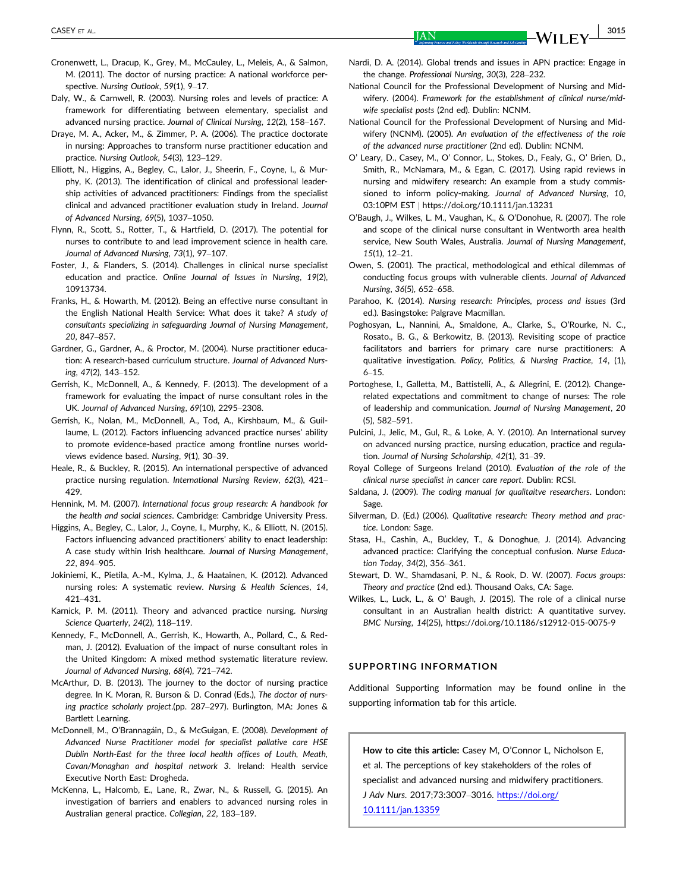Cronenwett, L., Dracup, K., Grey, M., McCauley, L., Meleis, A., & Salmon, M. (2011). The doctor of nursing practice: A national workforce perspective. *Nursing Outlook*, *59*(1), 9–17.

Daly, W., & Carnwell, R. (2003). Nursing roles and levels of practice: A framework for differentiating between elementary, specialist and advanced nursing practice. *Journal of Clinical Nursing*, *12*(2), 158–167.

Draye, M. A., Acker, M., & Zimmer, P. A. (2006). The practice doctorate in nursing: Approaches to transform nurse practitioner education and practice. *Nursing Outlook*, *54*(3), 123–129.

Elliott, N., Higgins, A., Begley, C., Lalor, J., Sheerin, F., Coyne, I., & Murphy, K. (2013). The identification of clinical and professional leadership activities of advanced practitioners: Findings from the specialist clinical and advanced practitioner evaluation study in Ireland. *Journal of Advanced Nursing*, *69*(5), 1037–1050.

Flynn, R., Scott, S., Rotter, T., & Hartfield, D. (2017). The potential for nurses to contribute to and lead improvement science in health care. *Journal of Advanced Nursing*, *73*(1), 97–107.

Foster, J., & Flanders, S. (2014). Challenges in clinical nurse specialist education and practice. *Online Journal of Issues in Nursing*, *19*(2), 10913734.

Franks, H., & Howarth, M. (2012). Being an effective nurse consultant in the English National Health Service: What does it take? *A study of consultants specializing in safeguarding Journal of Nursing Management*, *20*, 847–857.

Gardner, G., Gardner, A., & Proctor, M. (2004). Nurse practitioner education: A research-based curriculum structure. *Journal of Advanced Nursing*, *47*(2), 143–152.

Gerrish, K., McDonnell, A., & Kennedy, F. (2013). The development of a framework for evaluating the impact of nurse consultant roles in the UK. *Journal of Advanced Nursing*, *69*(10), 2295–2308.

Gerrish, K., Nolan, M., McDonnell, A., Tod, A., Kirshbaum, M., & Guillaume, L. (2012). Factors influencing advanced practice nurses' ability to promote evidence-based practice among frontline nurses worldviews evidence based. *Nursing*, *9*(1), 30–39.

Heale, R., & Buckley, R. (2015). An international perspective of advanced practice nursing regulation. *International Nursing Review*, *62*(3), 421–429.

Hennink, M. M. (2007). *International focus group research: A handbook for the health and social sciences*. Cambridge: Cambridge University Press.

Higgins, A., Begley, C., Lalor, J., Coyne, I., Murphy, K., & Elliott, N. (2015). Factors influencing advanced practitioners' ability to enact leadership: A case study within Irish healthcare. *Journal of Nursing Management*, *22*, 894–905.

Jokiniemi, K., Pietila, A.-M., Kylma, J., & Haatainen, K. (2012). Advanced nursing roles: A systematic review. *Nursing & Health Sciences*, *14*, 421–431.

Karnick, P. M. (2011). Theory and advanced practice nursing. *Nursing Science Quarterly*, *24*(2), 118–119.

Kennedy, F., McDonnell, A., Gerrish, K., Howarth, A., Pollard, C., & Redman, J. (2012). Evaluation of the impact of nurse consultant roles in the United Kingdom: A mixed method systematic literature review. *Journal of Advanced Nursing*, *68*(4), 721–742.

McArthur, D. B. (2013). The journey to the doctor of nursing practice degree. In K. Moran, R. Burson & D. Conrad (Eds.), *The doctor of nursing practice scholarly project*.(pp. 287–297). Burlington, MA: Jones & Bartlett Learning.

McDonnell, M., O'Brannagáin, D., & McGuigan, E. (2008). *Development of Advanced Nurse Practitioner model for specialist palliative care HSE Dublin North-East for the three local health offices of Louth, Meath, Cavan/Monaghan and hospital network 3*. Ireland: Health service Executive North East: Drogheda.

McKenna, L., Halcomb, E., Lane, R., Zwar, N., & Russell, G. (2015). An investigation of barriers and enablers to advanced nursing roles in Australian general practice. *Collegian*, *22*, 183–189.

Nardi, D. A. (2014). Global trends and issues in APN practice: Engage in the change. *Professional Nursing*, *30*(3), 228–232.

National Council for the Professional Development of Nursing and Midwifery. (2004). *Framework for the establishment of clinical nurse/midwife specialist posts* (2nd ed). Dublin: NCNM.

National Council for the Professional Development of Nursing and Midwifery (NCNM). (2005). *An evaluation of the effectiveness of the role of the advanced nurse practitioner* (2nd ed). Dublin: NCNM.

O' Leary, D., Casey, M., O' Connor, L., Stokes, D., Fealy, G., O' Brien, D., Smith, R., McNamara, M., & Egan, C. (2017). Using rapid reviews in nursing and midwifery research: An example from a study commissioned to inform policy-making. *Journal of Advanced Nursing*, *10*, 03:10PM EST | https://doi.org/10.1111/jan.13231

O'Baugh, J., Wilkes, L. M., Vaughan, K., & O'Donohue, R. (2007). The role and scope of the clinical nurse consultant in Wentworth area health service, New South Wales, Australia. *Journal of Nursing Management*, *15*(1), 12–21.

Owen, S. (2001). The practical, methodological and ethical dilemmas of conducting focus groups with vulnerable clients. *Journal of Advanced Nursing*, *36*(5), 652–658.

Parahoo, K. (2014). *Nursing research: Principles, process and issues* (3rd ed.). Basingstoke: Palgrave Macmillan.

Poghosyan, L., Nannini, A., Smaldone, A., Clarke, S., O'Rourke, N. C., Rosato., B. G., & Berkowitz, B. (2013). Revisiting scope of practice facilitators and barriers for primary care nurse practitioners: A qualitative investigation. *Policy, Politics, & Nursing Practice*, *14*, (1), 6–15.

Portoghese, I., Galletta, M., Battistelli, A., & Allegrini, E. (2012). Change-related expectations and commitment to change of nurses: The role of leadership and communication. *Journal of Nursing Management*, *20* (5), 582–591.

Pulcini, J., Jelic, M., Gul, R., & Loke, A. Y. (2010). An International survey on advanced nursing practice, nursing education, practice and regulation. *Journal of Nursing Scholarship*, *42*(1), 31–39.

Royal College of Surgeons Ireland (2010). *Evaluation of the role of the clinical nurse specialist in cancer care report*. Dublin: RCSI.

Saldana, J. (2009). *The coding manual for qualitaitve researchers*. London: Sage.

Silverman, D. (Ed.) (2006). *Qualitative research: Theory method and practice*. London: Sage.

Stasa, H., Cashin, A., Buckley, T., & Donoghue, J. (2014). Advancing advanced practice: Clarifying the conceptual confusion. *Nurse Education Today*, *34*(2), 356–361.

Stewart, D. W., Shamdasani, P. N., & Rook, D. W. (2007). *Focus groups: Theory and practice* (2nd ed.). Thousand Oaks, CA: Sage.

Wilkes, L., Luck, L., & O' Baugh, J. (2015). The role of a clinical nurse consultant in an Australian health district: A quantitative survey. *BMC Nursing*, *14*(25), https://doi.org/10.1186/s12912-015-0075-9

## SUPPORTING INFORMATION

Additional Supporting Information may be found online in the supporting information tab for this article.

**How to cite this article:** Casey M, O'Connor L, Nicholson E, et al. The perceptions of key stakeholders of the roles of specialist and advanced nursing and midwifery practitioners. *J Adv Nurs*. 2017;73:3007–3016. https://doi.org/10.1111/jan.13359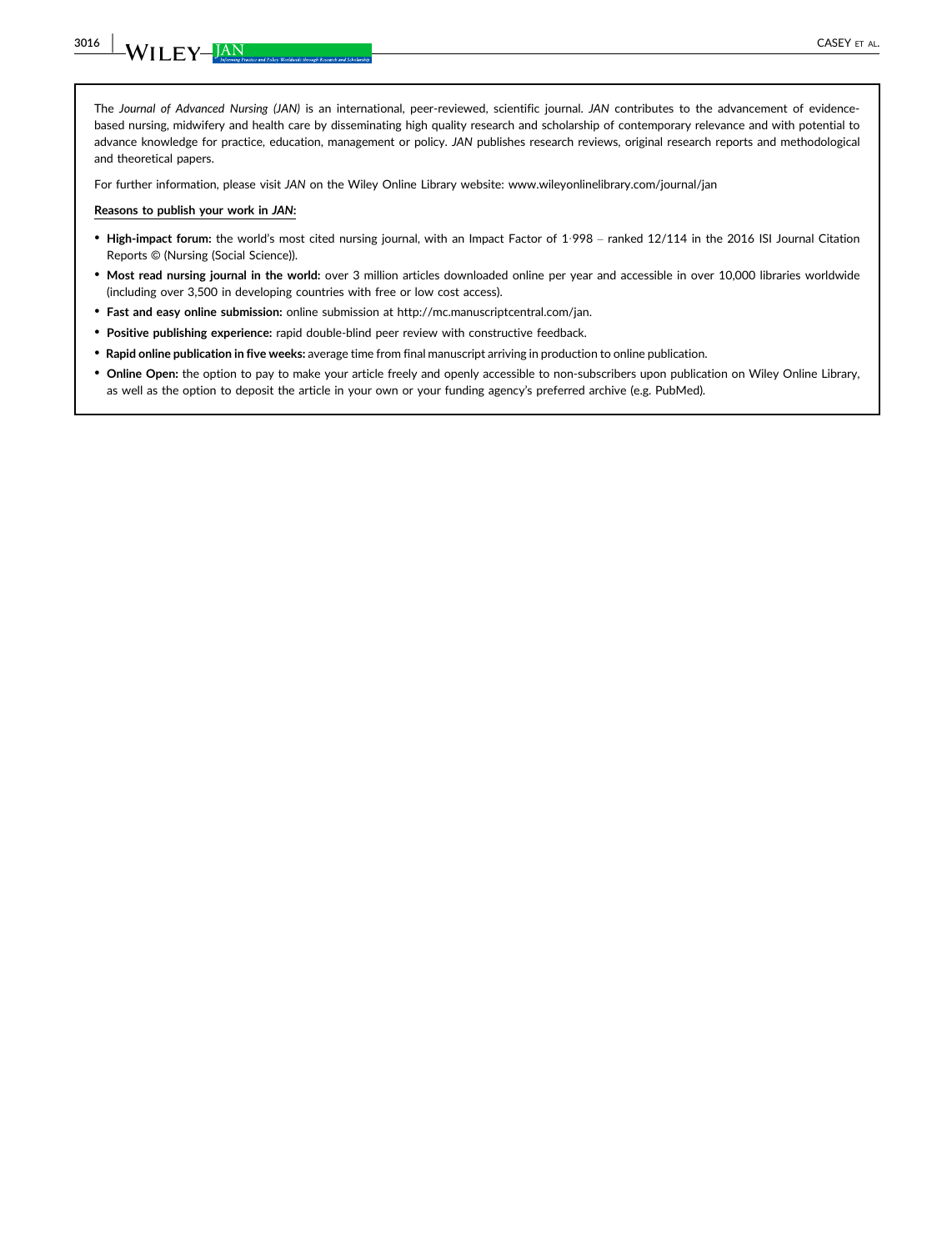The *Journal of Advanced Nursing (JAN)* is an international, peer-reviewed, scientific journal. *JAN* contributes to the advancement of evidence-based nursing, midwifery and health care by disseminating high quality research and scholarship of contemporary relevance and with potential to advance knowledge for practice, education, management or policy. *JAN* publishes research reviews, original research reports and methodological and theoretical papers.

For further information, please visit *JAN* on the Wiley Online Library website: www.wileyonlinelibrary.com/journal/jan

**Reasons to publish your work in *JAN*:**

- **High-impact forum:** the world's most cited nursing journal, with an Impact Factor of 1·998 – ranked 12/114 in the 2016 ISI Journal Citation Reports © (Nursing (Social Science)).
- **Most read nursing journal in the world:** over 3 million articles downloaded online per year and accessible in over 10,000 libraries worldwide (including over 3,500 in developing countries with free or low cost access).
- **Fast and easy online submission:** online submission at http://mc.manuscriptcentral.com/jan.
- **Positive publishing experience:** rapid double-blind peer review with constructive feedback.
- **Rapid online publication in five weeks:** average time from final manuscript arriving in production to online publication.
- **Online Open:** the option to pay to make your article freely and openly accessible to non-subscribers upon publication on Wiley Online Library, as well as the option to deposit the article in your own or your funding agency's preferred archive (e.g. PubMed).